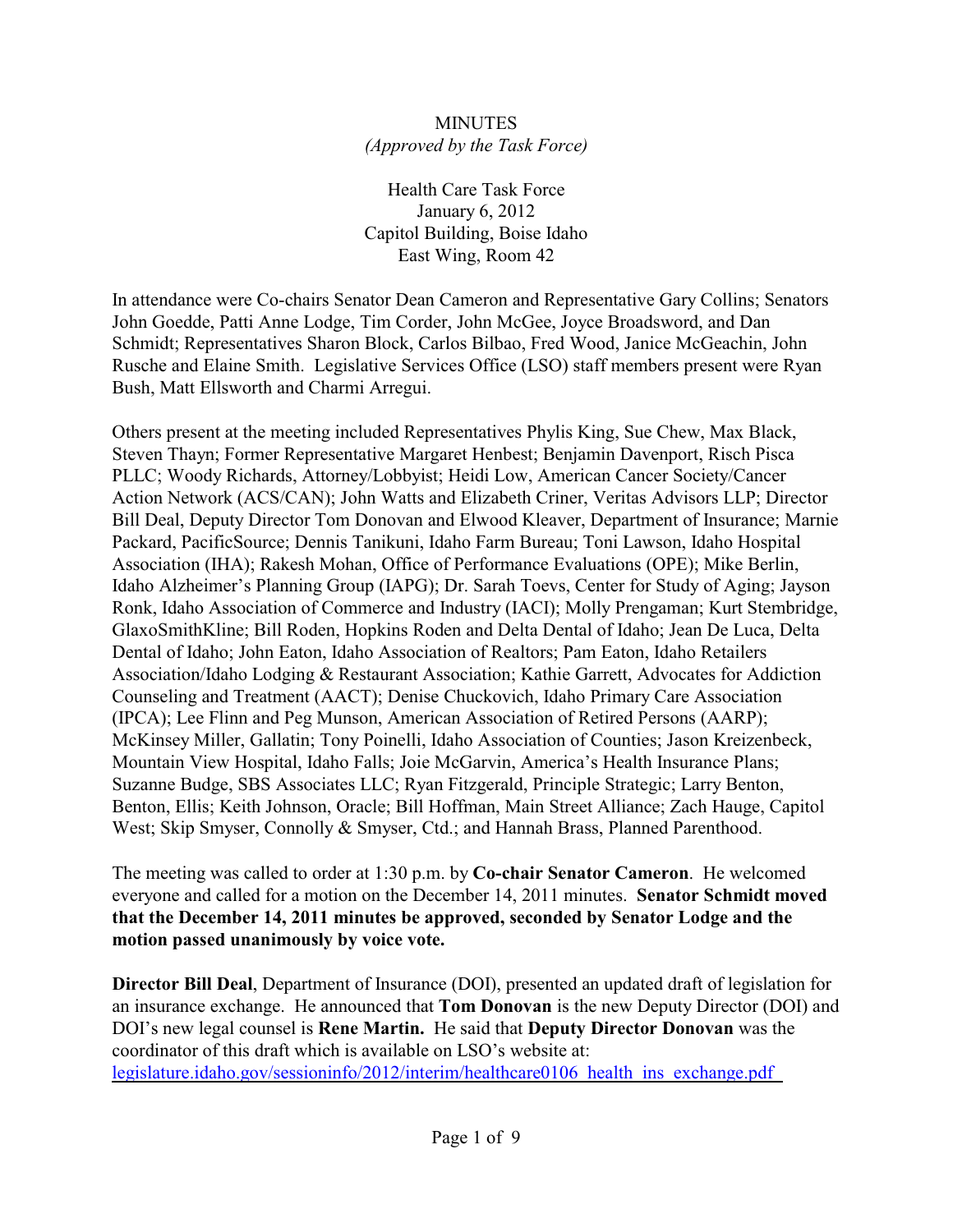MINUTES
*(Approved by the Task Force)*

Health Care Task Force
January 6, 2012
Capitol Building, Boise Idaho
East Wing, Room 42

In attendance were Co-chairs Senator Dean Cameron and Representative Gary Collins; Senators John Goedde, Patti Anne Lodge, Tim Corder, John McGee, Joyce Broadsword, and Dan Schmidt; Representatives Sharon Block, Carlos Bilbao, Fred Wood, Janice McGeachin, John Rusche and Elaine Smith. Legislative Services Office (LSO) staff members present were Ryan Bush, Matt Ellsworth and Charmi Arregui.

Others present at the meeting included Representatives Phylis King, Sue Chew, Max Black, Steven Thayn; Former Representative Margaret Henbest; Benjamin Davenport, Risch Pisca PLLC; Woody Richards, Attorney/Lobbyist; Heidi Low, American Cancer Society/Cancer Action Network (ACS/CAN); John Watts and Elizabeth Criner, Veritas Advisors LLP; Director Bill Deal, Deputy Director Tom Donovan and Elwood Kleaver, Department of Insurance; Marnie Packard, PacificSource; Dennis Tanikuni, Idaho Farm Bureau; Toni Lawson, Idaho Hospital Association (IHA); Rakesh Mohan, Office of Performance Evaluations (OPE); Mike Berlin, Idaho Alzheimer's Planning Group (IAPG); Dr. Sarah Toevs, Center for Study of Aging; Jayson Ronk, Idaho Association of Commerce and Industry (IACI); Molly Prengaman; Kurt Stembridge, GlaxoSmithKline; Bill Roden, Hopkins Roden and Delta Dental of Idaho; Jean De Luca, Delta Dental of Idaho; John Eaton, Idaho Association of Realtors; Pam Eaton, Idaho Retailers Association/Idaho Lodging & Restaurant Association; Kathie Garrett, Advocates for Addiction Counseling and Treatment (AACT); Denise Chuckovich, Idaho Primary Care Association (IPCA); Lee Flinn and Peg Munson, American Association of Retired Persons (AARP); McKinsey Miller, Gallatin; Tony Poinelli, Idaho Association of Counties; Jason Kreizenbeck, Mountain View Hospital, Idaho Falls; Joie McGarvin, America's Health Insurance Plans; Suzanne Budge, SBS Associates LLC; Ryan Fitzgerald, Principle Strategic; Larry Benton, Benton, Ellis; Keith Johnson, Oracle; Bill Hoffman, Main Street Alliance; Zach Hauge, Capitol West; Skip Smyser, Connolly & Smyser, Ctd.; and Hannah Brass, Planned Parenthood.

The meeting was called to order at 1:30 p.m. by **Co-chair Senator Cameron**. He welcomed everyone and called for a motion on the December 14, 2011 minutes. **Senator Schmidt moved that the December 14, 2011 minutes be approved, seconded by Senator Lodge and the motion passed unanimously by voice vote.**

**Director Bill Deal**, Department of Insurance (DOI), presented an updated draft of legislation for an insurance exchange. He announced that **Tom Donovan** is the new Deputy Director (DOI) and DOI's new legal counsel is **Rene Martin.** He said that **Deputy Director Donovan** was the coordinator of this draft which is available on LSO's website at: legislature.idaho.gov/sessioninfo/2012/interim/healthcare0106_health_ins_exchange.pdf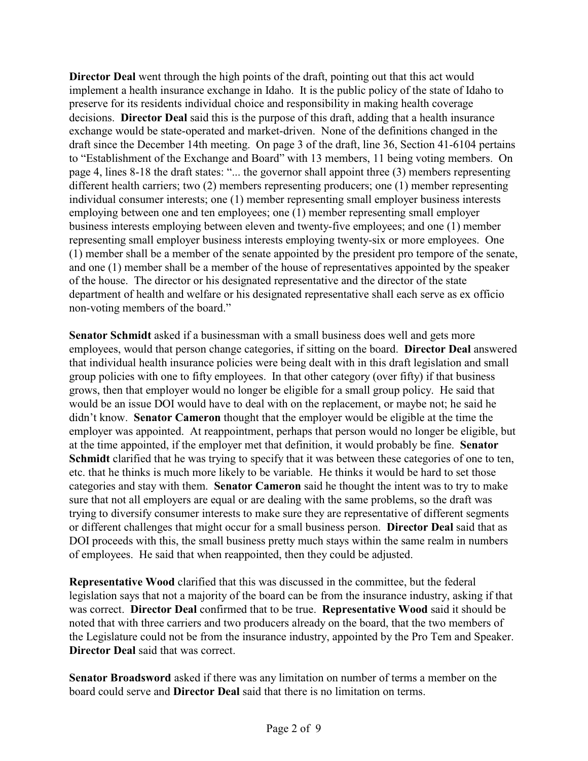**Director Deal** went through the high points of the draft, pointing out that this act would implement a health insurance exchange in Idaho. It is the public policy of the state of Idaho to preserve for its residents individual choice and responsibility in making health coverage decisions. **Director Deal** said this is the purpose of this draft, adding that a health insurance exchange would be state-operated and market-driven. None of the definitions changed in the draft since the December 14th meeting. On page 3 of the draft, line 36, Section 41-6104 pertains to "Establishment of the Exchange and Board" with 13 members, 11 being voting members. On page 4, lines 8-18 the draft states: "... the governor shall appoint three (3) members representing different health carriers; two (2) members representing producers; one (1) member representing individual consumer interests; one (1) member representing small employer business interests employing between one and ten employees; one (1) member representing small employer business interests employing between eleven and twenty-five employees; and one (1) member representing small employer business interests employing twenty-six or more employees. One (1) member shall be a member of the senate appointed by the president pro tempore of the senate, and one (1) member shall be a member of the house of representatives appointed by the speaker of the house. The director or his designated representative and the director of the state department of health and welfare or his designated representative shall each serve as ex officio non-voting members of the board."

**Senator Schmidt** asked if a businessman with a small business does well and gets more employees, would that person change categories, if sitting on the board. **Director Deal** answered that individual health insurance policies were being dealt with in this draft legislation and small group policies with one to fifty employees. In that other category (over fifty) if that business grows, then that employer would no longer be eligible for a small group policy. He said that would be an issue DOI would have to deal with on the replacement, or maybe not; he said he didn't know. **Senator Cameron** thought that the employer would be eligible at the time the employer was appointed. At reappointment, perhaps that person would no longer be eligible, but at the time appointed, if the employer met that definition, it would probably be fine. **Senator Schmidt** clarified that he was trying to specify that it was between these categories of one to ten, etc. that he thinks is much more likely to be variable. He thinks it would be hard to set those categories and stay with them. **Senator Cameron** said he thought the intent was to try to make sure that not all employers are equal or are dealing with the same problems, so the draft was trying to diversify consumer interests to make sure they are representative of different segments or different challenges that might occur for a small business person. **Director Deal** said that as DOI proceeds with this, the small business pretty much stays within the same realm in numbers of employees. He said that when reappointed, then they could be adjusted.

**Representative Wood** clarified that this was discussed in the committee, but the federal legislation says that not a majority of the board can be from the insurance industry, asking if that was correct. **Director Deal** confirmed that to be true. **Representative Wood** said it should be noted that with three carriers and two producers already on the board, that the two members of the Legislature could not be from the insurance industry, appointed by the Pro Tem and Speaker. **Director Deal** said that was correct.

**Senator Broadsword** asked if there was any limitation on number of terms a member on the board could serve and **Director Deal** said that there is no limitation on terms.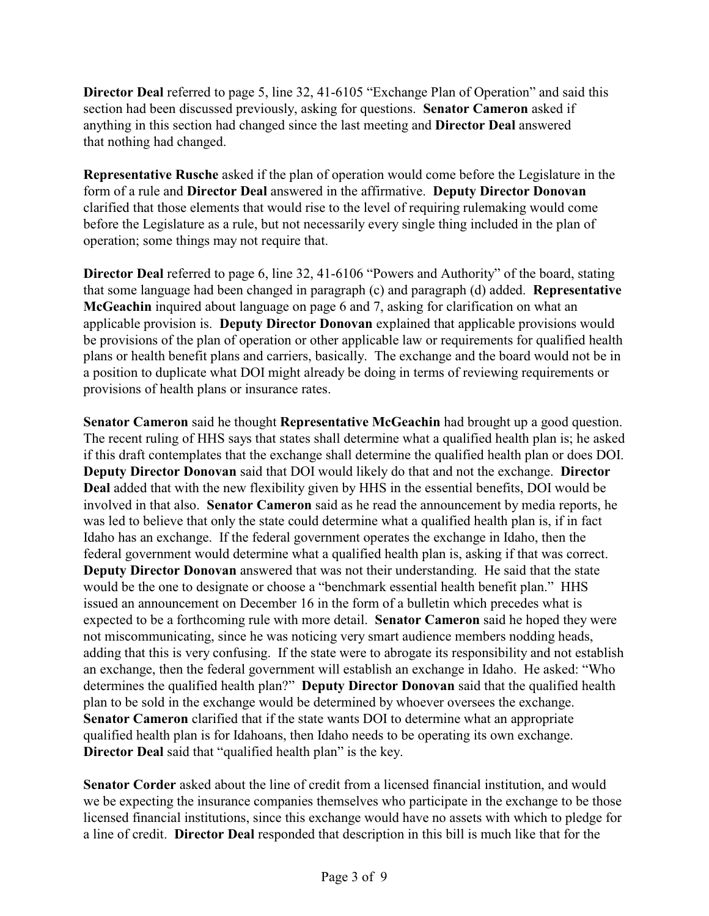**Director Deal** referred to page 5, line 32, 41-6105 "Exchange Plan of Operation" and said this section had been discussed previously, asking for questions. **Senator Cameron** asked if anything in this section had changed since the last meeting and **Director Deal** answered that nothing had changed.

**Representative Rusche** asked if the plan of operation would come before the Legislature in the form of a rule and **Director Deal** answered in the affirmative. **Deputy Director Donovan** clarified that those elements that would rise to the level of requiring rulemaking would come before the Legislature as a rule, but not necessarily every single thing included in the plan of operation; some things may not require that.

**Director Deal** referred to page 6, line 32, 41-6106 "Powers and Authority" of the board, stating that some language had been changed in paragraph (c) and paragraph (d) added. **Representative McGeachin** inquired about language on page 6 and 7, asking for clarification on what an applicable provision is. **Deputy Director Donovan** explained that applicable provisions would be provisions of the plan of operation or other applicable law or requirements for qualified health plans or health benefit plans and carriers, basically. The exchange and the board would not be in a position to duplicate what DOI might already be doing in terms of reviewing requirements or provisions of health plans or insurance rates.

**Senator Cameron** said he thought **Representative McGeachin** had brought up a good question. The recent ruling of HHS says that states shall determine what a qualified health plan is; he asked if this draft contemplates that the exchange shall determine the qualified health plan or does DOI. **Deputy Director Donovan** said that DOI would likely do that and not the exchange. **Director Deal** added that with the new flexibility given by HHS in the essential benefits, DOI would be involved in that also. **Senator Cameron** said as he read the announcement by media reports, he was led to believe that only the state could determine what a qualified health plan is, if in fact Idaho has an exchange. If the federal government operates the exchange in Idaho, then the federal government would determine what a qualified health plan is, asking if that was correct. **Deputy Director Donovan** answered that was not their understanding. He said that the state would be the one to designate or choose a "benchmark essential health benefit plan." HHS issued an announcement on December 16 in the form of a bulletin which precedes what is expected to be a forthcoming rule with more detail. **Senator Cameron** said he hoped they were not miscommunicating, since he was noticing very smart audience members nodding heads, adding that this is very confusing. If the state were to abrogate its responsibility and not establish an exchange, then the federal government will establish an exchange in Idaho. He asked: "Who determines the qualified health plan?" **Deputy Director Donovan** said that the qualified health plan to be sold in the exchange would be determined by whoever oversees the exchange. **Senator Cameron** clarified that if the state wants DOI to determine what an appropriate qualified health plan is for Idahoans, then Idaho needs to be operating its own exchange. **Director Deal** said that "qualified health plan" is the key.

**Senator Corder** asked about the line of credit from a licensed financial institution, and would we be expecting the insurance companies themselves who participate in the exchange to be those licensed financial institutions, since this exchange would have no assets with which to pledge for a line of credit. **Director Deal** responded that description in this bill is much like that for the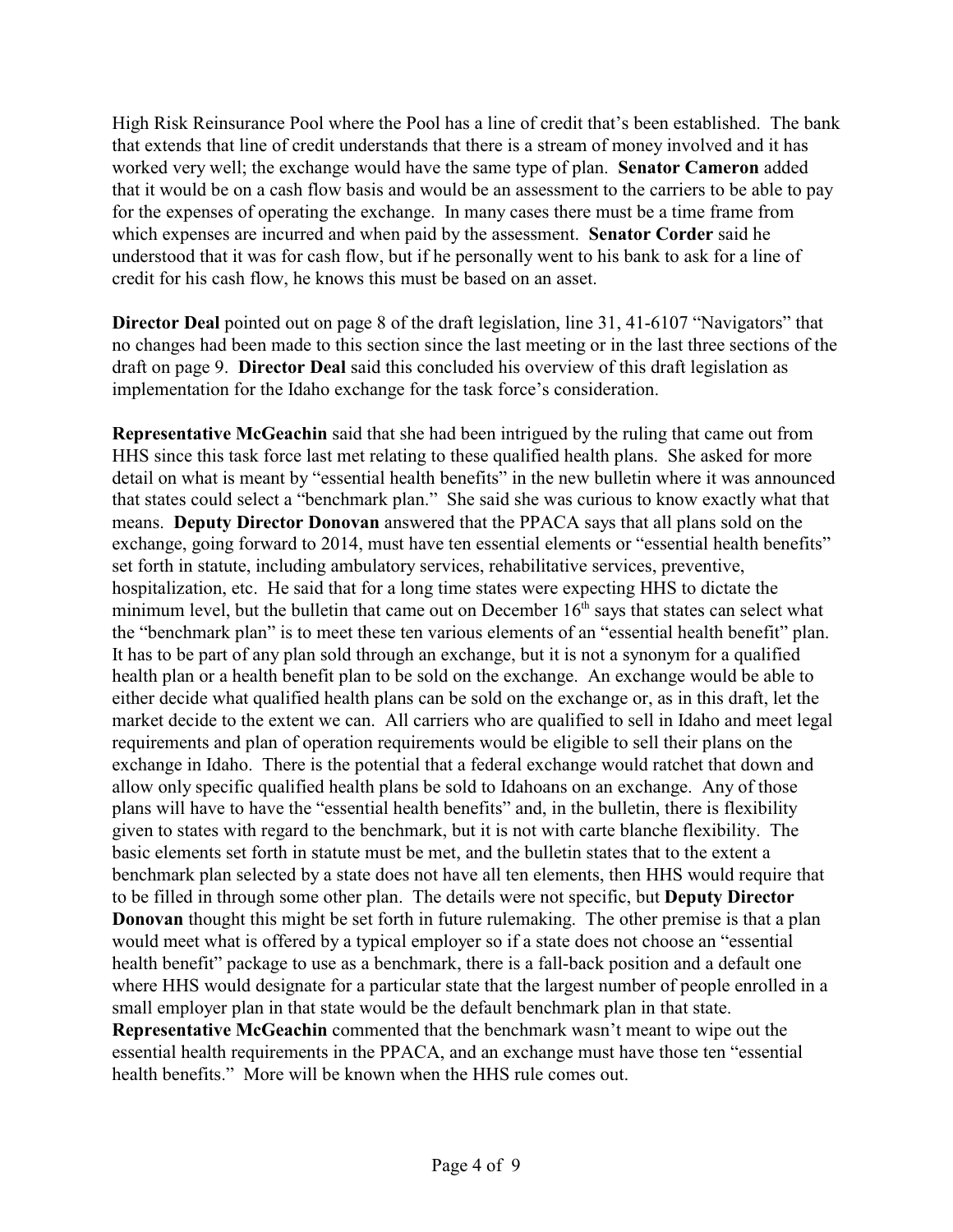High Risk Reinsurance Pool where the Pool has a line of credit that's been established. The bank that extends that line of credit understands that there is a stream of money involved and it has worked very well; the exchange would have the same type of plan. **Senator Cameron** added that it would be on a cash flow basis and would be an assessment to the carriers to be able to pay for the expenses of operating the exchange. In many cases there must be a time frame from which expenses are incurred and when paid by the assessment. **Senator Corder** said he understood that it was for cash flow, but if he personally went to his bank to ask for a line of credit for his cash flow, he knows this must be based on an asset.

**Director Deal** pointed out on page 8 of the draft legislation, line 31, 41-6107 "Navigators" that no changes had been made to this section since the last meeting or in the last three sections of the draft on page 9. **Director Deal** said this concluded his overview of this draft legislation as implementation for the Idaho exchange for the task force's consideration.

**Representative McGeachin** said that she had been intrigued by the ruling that came out from HHS since this task force last met relating to these qualified health plans. She asked for more detail on what is meant by "essential health benefits" in the new bulletin where it was announced that states could select a "benchmark plan." She said she was curious to know exactly what that means. **Deputy Director Donovan** answered that the PPACA says that all plans sold on the exchange, going forward to 2014, must have ten essential elements or "essential health benefits" set forth in statute, including ambulatory services, rehabilitative services, preventive, hospitalization, etc. He said that for a long time states were expecting HHS to dictate the minimum level, but the bulletin that came out on December 16th says that states can select what the "benchmark plan" is to meet these ten various elements of an "essential health benefit" plan. It has to be part of any plan sold through an exchange, but it is not a synonym for a qualified health plan or a health benefit plan to be sold on the exchange. An exchange would be able to either decide what qualified health plans can be sold on the exchange or, as in this draft, let the market decide to the extent we can. All carriers who are qualified to sell in Idaho and meet legal requirements and plan of operation requirements would be eligible to sell their plans on the exchange in Idaho. There is the potential that a federal exchange would ratchet that down and allow only specific qualified health plans be sold to Idahoans on an exchange. Any of those plans will have to have the "essential health benefits" and, in the bulletin, there is flexibility given to states with regard to the benchmark, but it is not with carte blanche flexibility. The basic elements set forth in statute must be met, and the bulletin states that to the extent a benchmark plan selected by a state does not have all ten elements, then HHS would require that to be filled in through some other plan. The details were not specific, but **Deputy Director Donovan** thought this might be set forth in future rulemaking. The other premise is that a plan would meet what is offered by a typical employer so if a state does not choose an "essential health benefit" package to use as a benchmark, there is a fall-back position and a default one where HHS would designate for a particular state that the largest number of people enrolled in a small employer plan in that state would be the default benchmark plan in that state. **Representative McGeachin** commented that the benchmark wasn't meant to wipe out the essential health requirements in the PPACA, and an exchange must have those ten "essential health benefits." More will be known when the HHS rule comes out.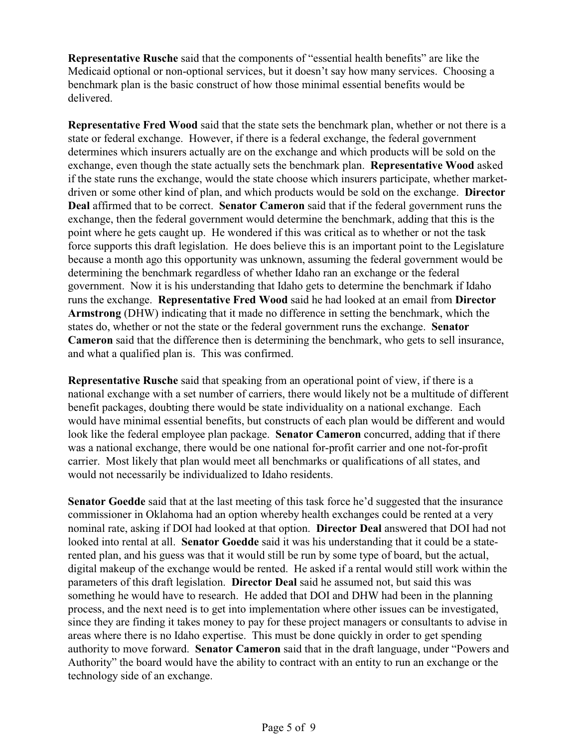**Representative Rusche** said that the components of "essential health benefits" are like the Medicaid optional or non-optional services, but it doesn't say how many services. Choosing a benchmark plan is the basic construct of how those minimal essential benefits would be delivered.

**Representative Fred Wood** said that the state sets the benchmark plan, whether or not there is a state or federal exchange. However, if there is a federal exchange, the federal government determines which insurers actually are on the exchange and which products will be sold on the exchange, even though the state actually sets the benchmark plan. **Representative Wood** asked if the state runs the exchange, would the state choose which insurers participate, whether market-driven or some other kind of plan, and which products would be sold on the exchange. **Director Deal** affirmed that to be correct. **Senator Cameron** said that if the federal government runs the exchange, then the federal government would determine the benchmark, adding that this is the point where he gets caught up. He wondered if this was critical as to whether or not the task force supports this draft legislation. He does believe this is an important point to the Legislature because a month ago this opportunity was unknown, assuming the federal government would be determining the benchmark regardless of whether Idaho ran an exchange or the federal government. Now it is his understanding that Idaho gets to determine the benchmark if Idaho runs the exchange. **Representative Fred Wood** said he had looked at an email from **Director Armstrong** (DHW) indicating that it made no difference in setting the benchmark, which the states do, whether or not the state or the federal government runs the exchange. **Senator Cameron** said that the difference then is determining the benchmark, who gets to sell insurance, and what a qualified plan is. This was confirmed.

**Representative Rusche** said that speaking from an operational point of view, if there is a national exchange with a set number of carriers, there would likely not be a multitude of different benefit packages, doubting there would be state individuality on a national exchange. Each would have minimal essential benefits, but constructs of each plan would be different and would look like the federal employee plan package. **Senator Cameron** concurred, adding that if there was a national exchange, there would be one national for-profit carrier and one not-for-profit carrier. Most likely that plan would meet all benchmarks or qualifications of all states, and would not necessarily be individualized to Idaho residents.

**Senator Goedde** said that at the last meeting of this task force he'd suggested that the insurance commissioner in Oklahoma had an option whereby health exchanges could be rented at a very nominal rate, asking if DOI had looked at that option. **Director Deal** answered that DOI had not looked into rental at all. **Senator Goedde** said it was his understanding that it could be a state-rented plan, and his guess was that it would still be run by some type of board, but the actual, digital makeup of the exchange would be rented. He asked if a rental would still work within the parameters of this draft legislation. **Director Deal** said he assumed not, but said this was something he would have to research. He added that DOI and DHW had been in the planning process, and the next need is to get into implementation where other issues can be investigated, since they are finding it takes money to pay for these project managers or consultants to advise in areas where there is no Idaho expertise. This must be done quickly in order to get spending authority to move forward. **Senator Cameron** said that in the draft language, under "Powers and Authority" the board would have the ability to contract with an entity to run an exchange or the technology side of an exchange.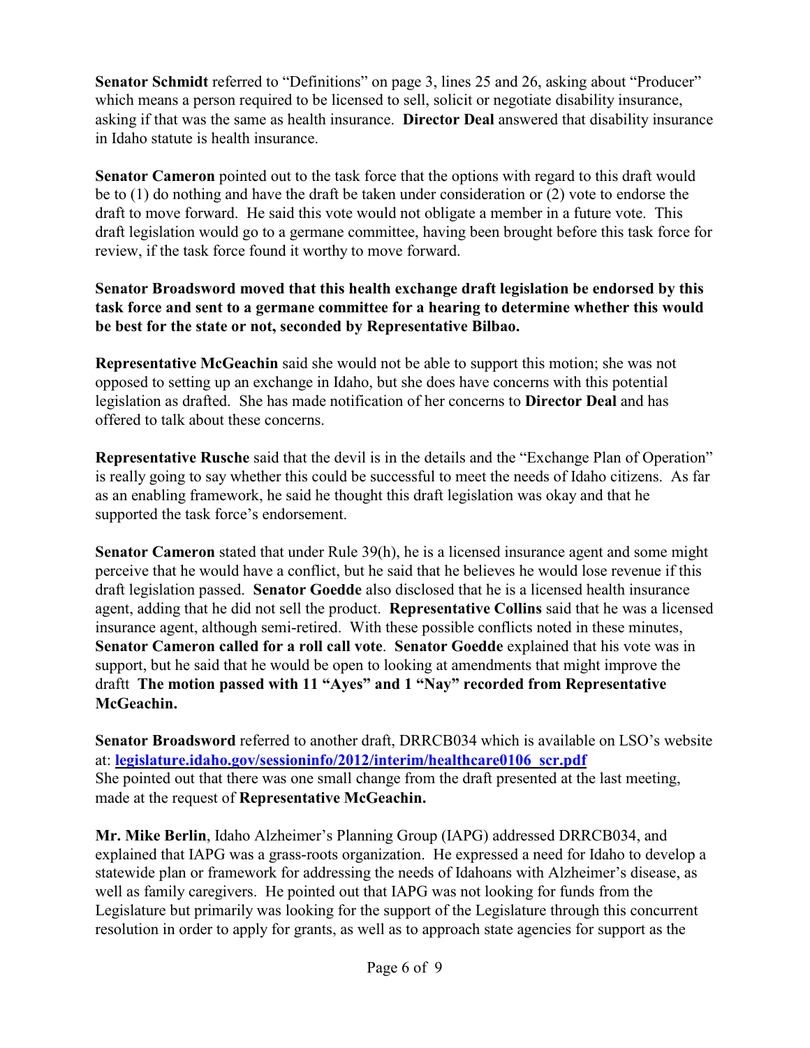**Senator Schmidt** referred to "Definitions" on page 3, lines 25 and 26, asking about "Producer" which means a person required to be licensed to sell, solicit or negotiate disability insurance, asking if that was the same as health insurance. **Director Deal** answered that disability insurance in Idaho statute is health insurance.

**Senator Cameron** pointed out to the task force that the options with regard to this draft would be to (1) do nothing and have the draft be taken under consideration or (2) vote to endorse the draft to move forward. He said this vote would not obligate a member in a future vote. This draft legislation would go to a germane committee, having been brought before this task force for review, if the task force found it worthy to move forward.

**Senator Broadsword moved that this health exchange draft legislation be endorsed by this task force and sent to a germane committee for a hearing to determine whether this would be best for the state or not, seconded by Representative Bilbao.**

**Representative McGeachin** said she would not be able to support this motion; she was not opposed to setting up an exchange in Idaho, but she does have concerns with this potential legislation as drafted. She has made notification of her concerns to **Director Deal** and has offered to talk about these concerns.

**Representative Rusche** said that the devil is in the details and the "Exchange Plan of Operation" is really going to say whether this could be successful to meet the needs of Idaho citizens. As far as an enabling framework, he said he thought this draft legislation was okay and that he supported the task force's endorsement.

**Senator Cameron** stated that under Rule 39(h), he is a licensed insurance agent and some might perceive that he would have a conflict, but he said that he believes he would lose revenue if this draft legislation passed. **Senator Goedde** also disclosed that he is a licensed health insurance agent, adding that he did not sell the product. **Representative Collins** said that he was a licensed insurance agent, although semi-retired. With these possible conflicts noted in these minutes, **Senator Cameron called for a roll call vote**. **Senator Goedde** explained that his vote was in support, but he said that he would be open to looking at amendments that might improve the draftt **The motion passed with 11 "Ayes" and 1 "Nay" recorded from Representative McGeachin.**

**Senator Broadsword** referred to another draft, DRRCB034 which is available on LSO's website at: **legislature.idaho.gov/sessioninfo/2012/interim/healthcare0106_scr.pdf**
She pointed out that there was one small change from the draft presented at the last meeting, made at the request of **Representative McGeachin.**

**Mr. Mike Berlin**, Idaho Alzheimer's Planning Group (IAPG) addressed DRRCB034, and explained that IAPG was a grass-roots organization. He expressed a need for Idaho to develop a statewide plan or framework for addressing the needs of Idahoans with Alzheimer's disease, as well as family caregivers. He pointed out that IAPG was not looking for funds from the Legislature but primarily was looking for the support of the Legislature through this concurrent resolution in order to apply for grants, as well as to approach state agencies for support as the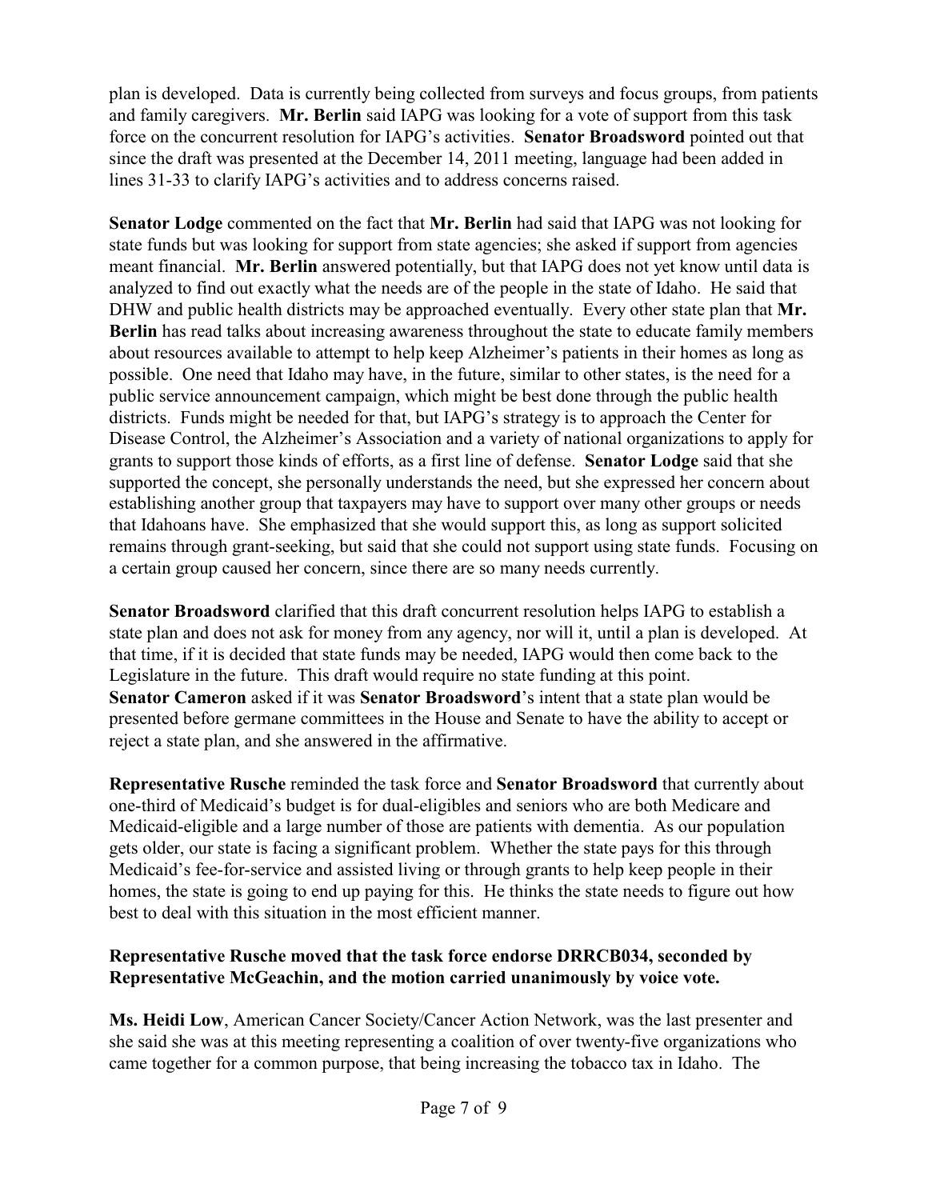plan is developed. Data is currently being collected from surveys and focus groups, from patients and family caregivers. **Mr. Berlin** said IAPG was looking for a vote of support from this task force on the concurrent resolution for IAPG's activities. **Senator Broadsword** pointed out that since the draft was presented at the December 14, 2011 meeting, language had been added in lines 31-33 to clarify IAPG's activities and to address concerns raised.

**Senator Lodge** commented on the fact that **Mr. Berlin** had said that IAPG was not looking for state funds but was looking for support from state agencies; she asked if support from agencies meant financial. **Mr. Berlin** answered potentially, but that IAPG does not yet know until data is analyzed to find out exactly what the needs are of the people in the state of Idaho. He said that DHW and public health districts may be approached eventually. Every other state plan that **Mr. Berlin** has read talks about increasing awareness throughout the state to educate family members about resources available to attempt to help keep Alzheimer's patients in their homes as long as possible. One need that Idaho may have, in the future, similar to other states, is the need for a public service announcement campaign, which might be best done through the public health districts. Funds might be needed for that, but IAPG's strategy is to approach the Center for Disease Control, the Alzheimer's Association and a variety of national organizations to apply for grants to support those kinds of efforts, as a first line of defense. **Senator Lodge** said that she supported the concept, she personally understands the need, but she expressed her concern about establishing another group that taxpayers may have to support over many other groups or needs that Idahoans have. She emphasized that she would support this, as long as support solicited remains through grant-seeking, but said that she could not support using state funds. Focusing on a certain group caused her concern, since there are so many needs currently.

**Senator Broadsword** clarified that this draft concurrent resolution helps IAPG to establish a state plan and does not ask for money from any agency, nor will it, until a plan is developed. At that time, if it is decided that state funds may be needed, IAPG would then come back to the Legislature in the future. This draft would require no state funding at this point.
**Senator Cameron** asked if it was **Senator Broadsword**'s intent that a state plan would be presented before germane committees in the House and Senate to have the ability to accept or reject a state plan, and she answered in the affirmative.

**Representative Rusche** reminded the task force and **Senator Broadsword** that currently about one-third of Medicaid's budget is for dual-eligibles and seniors who are both Medicare and Medicaid-eligible and a large number of those are patients with dementia. As our population gets older, our state is facing a significant problem. Whether the state pays for this through Medicaid's fee-for-service and assisted living or through grants to help keep people in their homes, the state is going to end up paying for this. He thinks the state needs to figure out how best to deal with this situation in the most efficient manner.

**Representative Rusche moved that the task force endorse DRRCB034, seconded by Representative McGeachin, and the motion carried unanimously by voice vote.**

**Ms. Heidi Low**, American Cancer Society/Cancer Action Network, was the last presenter and she said she was at this meeting representing a coalition of over twenty-five organizations who came together for a common purpose, that being increasing the tobacco tax in Idaho. The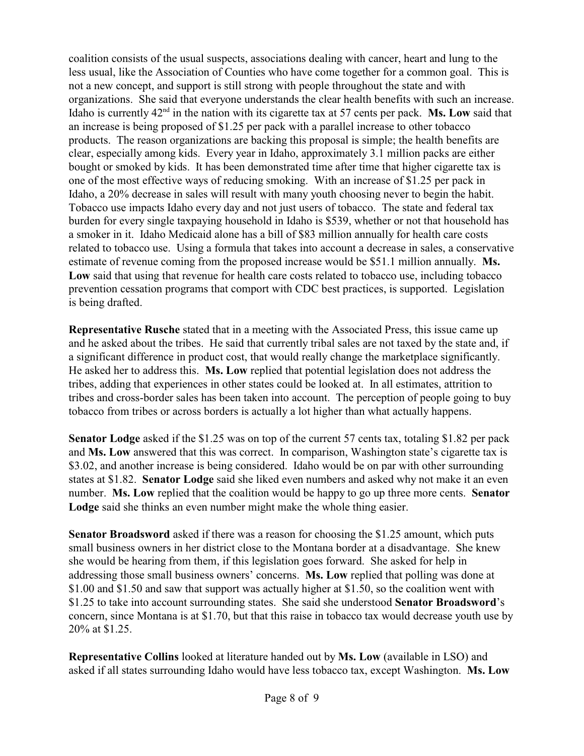coalition consists of the usual suspects, associations dealing with cancer, heart and lung to the less usual, like the Association of Counties who have come together for a common goal. This is not a new concept, and support is still strong with people throughout the state and with organizations. She said that everyone understands the clear health benefits with such an increase. Idaho is currently 42nd in the nation with its cigarette tax at 57 cents per pack. **Ms. Low** said that an increase is being proposed of $1.25 per pack with a parallel increase to other tobacco products. The reason organizations are backing this proposal is simple; the health benefits are clear, especially among kids. Every year in Idaho, approximately 3.1 million packs are either bought or smoked by kids. It has been demonstrated time after time that higher cigarette tax is one of the most effective ways of reducing smoking. With an increase of $1.25 per pack in Idaho, a 20% decrease in sales will result with many youth choosing never to begin the habit. Tobacco use impacts Idaho every day and not just users of tobacco. The state and federal tax burden for every single taxpaying household in Idaho is $539, whether or not that household has a smoker in it. Idaho Medicaid alone has a bill of $83 million annually for health care costs related to tobacco use. Using a formula that takes into account a decrease in sales, a conservative estimate of revenue coming from the proposed increase would be $51.1 million annually. **Ms. Low** said that using that revenue for health care costs related to tobacco use, including tobacco prevention cessation programs that comport with CDC best practices, is supported. Legislation is being drafted.

**Representative Rusche** stated that in a meeting with the Associated Press, this issue came up and he asked about the tribes. He said that currently tribal sales are not taxed by the state and, if a significant difference in product cost, that would really change the marketplace significantly. He asked her to address this. **Ms. Low** replied that potential legislation does not address the tribes, adding that experiences in other states could be looked at. In all estimates, attrition to tribes and cross-border sales has been taken into account. The perception of people going to buy tobacco from tribes or across borders is actually a lot higher than what actually happens.

**Senator Lodge** asked if the $1.25 was on top of the current 57 cents tax, totaling $1.82 per pack and **Ms. Low** answered that this was correct. In comparison, Washington state's cigarette tax is $3.02, and another increase is being considered. Idaho would be on par with other surrounding states at $1.82. **Senator Lodge** said she liked even numbers and asked why not make it an even number. **Ms. Low** replied that the coalition would be happy to go up three more cents. **Senator Lodge** said she thinks an even number might make the whole thing easier.

**Senator Broadsword** asked if there was a reason for choosing the $1.25 amount, which puts small business owners in her district close to the Montana border at a disadvantage. She knew she would be hearing from them, if this legislation goes forward. She asked for help in addressing those small business owners' concerns. **Ms. Low** replied that polling was done at $1.00 and $1.50 and saw that support was actually higher at $1.50, so the coalition went with $1.25 to take into account surrounding states. She said she understood **Senator Broadsword**'s concern, since Montana is at $1.70, but that this raise in tobacco tax would decrease youth use by 20% at $1.25.

**Representative Collins** looked at literature handed out by **Ms. Low** (available in LSO) and asked if all states surrounding Idaho would have less tobacco tax, except Washington. **Ms. Low**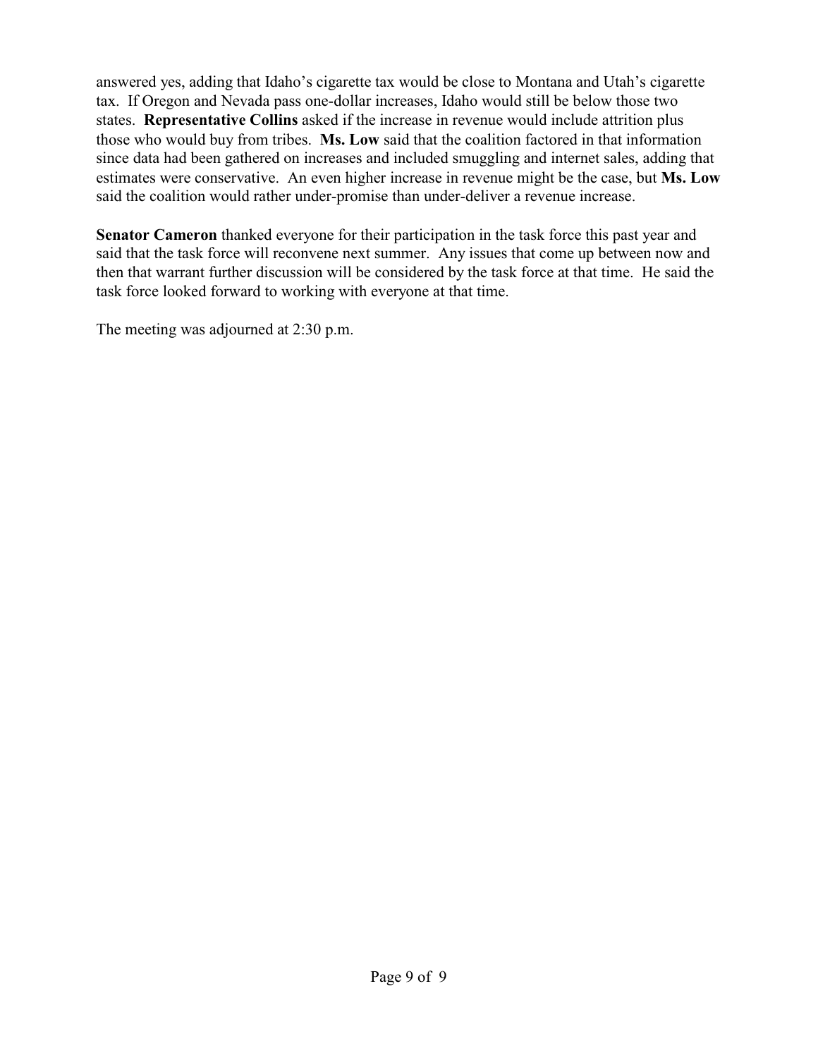answered yes, adding that Idaho's cigarette tax would be close to Montana and Utah's cigarette tax. If Oregon and Nevada pass one-dollar increases, Idaho would still be below those two states. **Representative Collins** asked if the increase in revenue would include attrition plus those who would buy from tribes. **Ms. Low** said that the coalition factored in that information since data had been gathered on increases and included smuggling and internet sales, adding that estimates were conservative. An even higher increase in revenue might be the case, but **Ms. Low** said the coalition would rather under-promise than under-deliver a revenue increase.

**Senator Cameron** thanked everyone for their participation in the task force this past year and said that the task force will reconvene next summer. Any issues that come up between now and then that warrant further discussion will be considered by the task force at that time. He said the task force looked forward to working with everyone at that time.

The meeting was adjourned at 2:30 p.m.